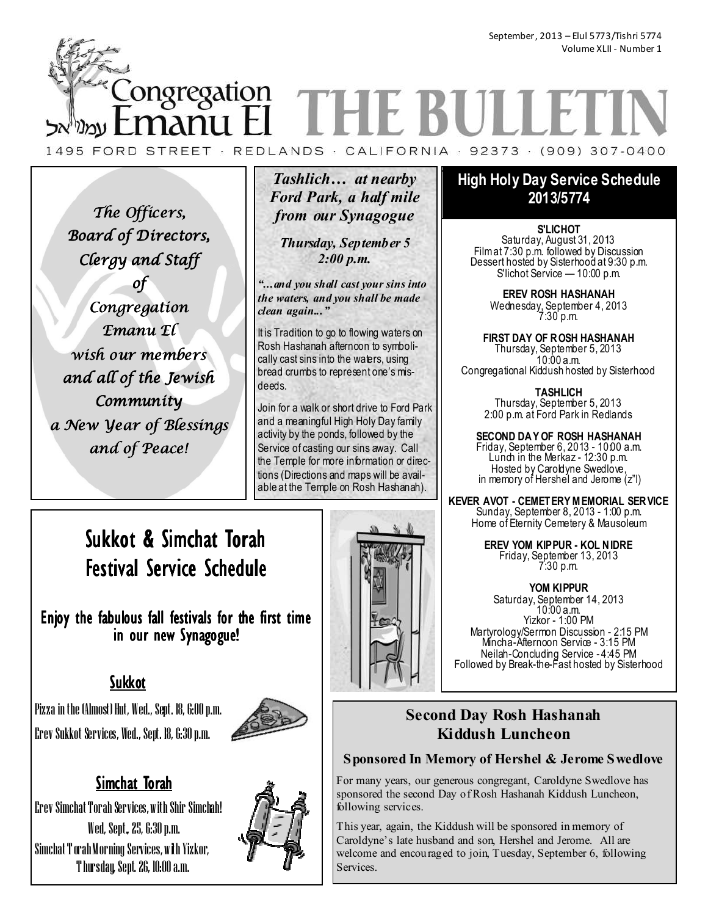September, 2013 – Elul 5773/Tishri 5774
Volume XLII - Number 1

# Congregation Emanu El עמנו אל THE BULLETIN

1495 FORD STREET · REDLANDS · CALIFORNIA · 92373 · (909) 307-0400

*The Officers, Board of Directors, Clergy and Staff of Congregation Emanu El wish our members and all of the Jewish Community a New Year of Blessings and of Peace!*

## *Tashlich… at nearby Ford Park, a half mile from our Synagogue*

***Thursday, September 5***
***2:00 p.m.***

***"…and you shall cast your sins into the waters, and you shall be made clean again..."***

It is Tradition to go to flowing waters on Rosh Hashanah afternoon to symbolically cast sins into the waters, using bread crumbs to represent one's misdeeds.

Join for a walk or short drive to Ford Park and a meaningful High Holy Day family activity by the ponds, followed by the Service of casting our sins away. Call the Temple for more information or directions (Directions and maps will be available at the Temple on Rosh Hashanah).

## High Holy Day Service Schedule 2013/5774

**S'LICHOT**
Saturday, August 31, 2013
Film at 7:30 p.m. followed by Discussion
Dessert hosted by Sisterhood at 9:30 p.m.
S'lichot Service — 10:00 p.m.

**EREV ROSH HASHANAH**
Wednesday, September 4, 2013
7:30 p.m.

**FIRST DAY OF ROSH HASHANAH**
Thursday, September 5, 2013
10:00 a.m.
Congregational Kiddush hosted by Sisterhood

**TASHLICH**
Thursday, September 5, 2013
2:00 p.m. at Ford Park in Redlands

**SECOND DAY OF ROSH HASHANAH**
Friday, September 6, 2013 - 10:00 a.m.
Lunch in the Merkaz - 12:30 p.m.
Hosted by Caroldyne Swedlove,
in memory of Hershel and Jerome (z"l)

**KEVER AVOT - CEMETERY MEMORIAL SERVICE**
Sunday, September 8, 2013 - 1:00 p.m.
Home of Eternity Cemetery & Mausoleum

**EREV YOM KIPPUR - KOL NIDRE**
Friday, September 13, 2013
7:30 p.m.

**YOM KIPPUR**
Saturday, September 14, 2013
10:00 a.m.
Yizkor - 1:00 PM
Martyrology/Sermon Discussion - 2:15 PM
Mincha-Afternoon Service - 3:15 PM
Neilah-Concluding Service - 4:45 PM
Followed by Break-the-Fast hosted by Sisterhood

## Sukkot & Simchat Torah Festival Service Schedule

**Enjoy the fabulous fall festivals for the first time in our new Synagogue!**

### Sukkot

Pizza in the (Almost) Hut, Wed., Sept. 18, 6:00 p.m.

Erev Sukkot Services, Wed., Sept. 18, 6:30 p.m.

### Simchat Torah

Erev Simchat Torah Services, with Shir Simchah!
Wed, Sept., 25, 6:30 p.m.

Simchat Torah Morning Services, with Yizkor,
Thursday, Sept. 26, 10:00 a.m.

## Second Day Rosh Hashanah Kiddush Luncheon

### Sponsored In Memory of Hershel & Jerome Swedlove

For many years, our generous congregant, Caroldyne Swedlove has sponsored the second Day of Rosh Hashanah Kiddush Luncheon, following services.

This year, again, the Kiddush will be sponsored in memory of Caroldyne's late husband and son, Hershel and Jerome. All are welcome and encouraged to join, Tuesday, September 6, following Services.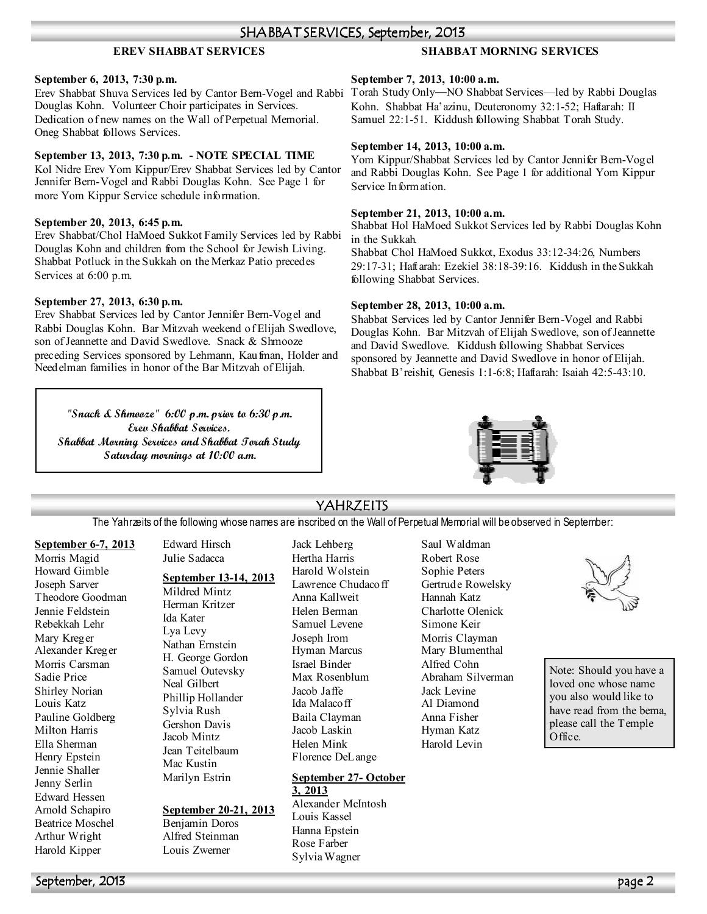## SHABBAT SERVICES, September, 2013

### EREV SHABBAT SERVICES

**September 6, 2013, 7:30 p.m.**
Erev Shabbat Shuva Services led by Cantor Bern-Vogel and Rabbi Douglas Kohn. Volunteer Choir participates in Services. Dedication of new names on the Wall of Perpetual Memorial. Oneg Shabbat follows Services.

**September 13, 2013, 7:30 p.m. - NOTE SPECIAL TIME**
Kol Nidre Erev Yom Kippur/Erev Shabbat Services led by Cantor Jennifer Bern-Vogel and Rabbi Douglas Kohn. See Page 1 for more Yom Kippur Service schedule information.

**September 20, 2013, 6:45 p.m.**
Erev Shabbat/Chol HaMoed Sukkot Family Services led by Rabbi Douglas Kohn and children from the School for Jewish Living. Shabbat Potluck in the Sukkah on the Merkaz Patio precedes Services at 6:00 p.m.

**September 27, 2013, 6:30 p.m.**
Erev Shabbat Services led by Cantor Jennifer Bern-Vogel and Rabbi Douglas Kohn. Bar Mitzvah weekend of Elijah Swedlove, son of Jeannette and David Swedlove. Snack & Shmooze preceding Services sponsored by Lehmann, Kaufman, Holder and Needelman families in honor of the Bar Mitzvah of Elijah.

*"Snack & Shmooze" 6:00 p.m. prior to 6:30 p.m. Erev Shabbat Services.*
*Shabbat Morning Services and Shabbat Torah Study Saturday mornings at 10:00 a.m.*

### SHABBAT MORNING SERVICES

**September 7, 2013, 10:00 a.m.**
Torah Study Only—NO Shabbat Services—led by Rabbi Douglas Kohn. Shabbat Ha'azinu, Deuteronomy 32:1-52; Haftarah: II Samuel 22:1-51. Kiddush following Shabbat Torah Study.

**September 14, 2013, 10:00 a.m.**
Yom Kippur/Shabbat Services led by Cantor Jennifer Bern-Vogel and Rabbi Douglas Kohn. See Page 1 for additional Yom Kippur Service Information.

**September 21, 2013, 10:00 a.m.**
Shabbat Hol HaMoed Sukkot Services led by Rabbi Douglas Kohn in the Sukkah.
Shabbat Chol HaMoed Sukkot, Exodus 33:12-34:26, Numbers 29:17-31; Haftarah: Ezekiel 38:18-39:16. Kiddush in the Sukkah following Shabbat Services.

**September 28, 2013, 10:00 a.m.**
Shabbat Services led by Cantor Jennifer Bern-Vogel and Rabbi Douglas Kohn. Bar Mitzvah of Elijah Swedlove, son of Jeannette and David Swedlove. Kiddush following Shabbat Services sponsored by Jeannette and David Swedlove in honor of Elijah.
Shabbat B'reishit, Genesis 1:1-6:8; Haftarah: Isaiah 42:5-43:10.

## YAHRZEITS

The Yahrzeits of the following whose names are inscribed on the Wall of Perpetual Memorial will be observed in September:

**September 6-7, 2013**
Morris Magid
Howard Gimble
Joseph Sarver
Theodore Goodman
Jennie Feldstein
Rebekkah Lehr
Mary Kreger
Alexander Kreger
Morris Carsman
Sadie Price
Shirley Norian
Louis Katz
Pauline Goldberg
Milton Harris
Ella Sherman
Henry Epstein
Jennie Shaller
Jenny Serlin
Edward Hessen
Arnold Schapiro
Beatrice Moschel
Arthur Wright
Harold Kipper
Edward Hirsch
Julie Sadacca

**September 13-14, 2013**
Mildred Mintz
Herman Kritzer
Ida Kater
Lya Levy
Nathan Ernstein
H. George Gordon
Samuel Outevsky
Neal Gilbert
Phillip Hollander
Sylvia Rush
Gershon Davis
Jacob Mintz
Jean Teitelbaum
Mac Kustin
Marilyn Estrin

**September 20-21, 2013**
Benjamin Doros
Alfred Steinman
Louis Zwerner
Jack Lehberg
Hertha Harris
Harold Wolstein
Lawrence Chudacoff
Anna Kallweit
Helen Berman
Samuel Levene
Joseph Irom
Hyman Marcus
Israel Binder
Max Rosenblum
Jacob Jaffe
Ida Malacoff
Baila Clayman
Jacob Laskin
Helen Mink
Florence DeLange

**September 27- October 3, 2013**
Alexander McIntosh
Louis Kassel
Hanna Epstein
Rose Farber
Sylvia Wagner
Saul Waldman
Robert Rose
Sophie Peters
Gertrude Rowelsky
Hannah Katz
Charlotte Olenick
Simone Keir
Morris Clayman
Mary Blumenthal
Alfred Cohn
Abraham Silverman
Jack Levine
Al Diamond
Anna Fisher
Hyman Katz
Harold Levin

Note: Should you have a loved one whose name you also would like to have read from the bema, please call the Temple Office.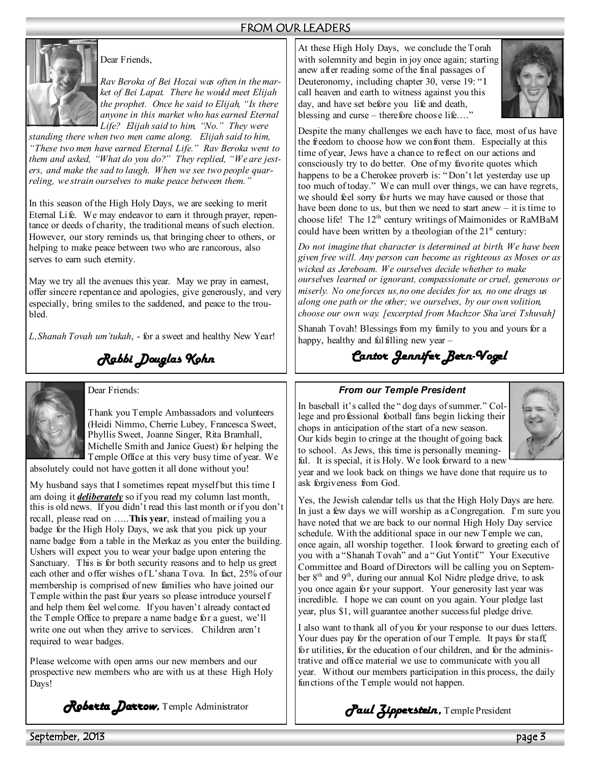## FROM OUR LEADERS

Dear Friends,

*Rav Beroka of Bei Hozai was often in the market of Bei Lapat. There he would meet Elijah the prophet. Once he said to Elijah, "Is there anyone in this market who has earned Eternal Life? Elijah said to him, "No." They were standing there when two men came along. Elijah said to him, "These two men have earned Eternal Life." Rav Beroka went to them and asked, "What do you do?" They replied, "We are jesters, and make the sad to laugh. When we see two people quarreling, we strain ourselves to make peace between them."*

In this season of the High Holy Days, we are seeking to merit Eternal Life. We may endeavor to earn it through prayer, repentance or deeds of charity, the traditional means of such election. However, our story reminds us, that bringing cheer to others, or helping to make peace between two who are rancorous, also serves to earn such eternity.

May we try all the avenues this year. May we pray in earnest, offer sincere repentance and apologies, give generously, and very especially, bring smiles to the saddened, and peace to the troubled.

*L,Shanah Tovah um'tukah*, - for a sweet and healthy New Year!

**Rabbi Douglas Kohn**

---

At these High Holy Days, we conclude the Torah with solemnity and begin in joy once again; starting anew after reading some of the final passages of Deuteronomy, including chapter 30, verse 19: "I call heaven and earth to witness against you this day, and have set before you life and death, blessing and curse – therefore choose life…."

Despite the many challenges we each have to face, most of us have the freedom to choose how we confront them. Especially at this time of year, Jews have a chance to reflect on our actions and consciously try to do better. One of my favorite quotes which happens to be a Cherokee proverb is: "Don't let yesterday use up too much of today." We can mull over things, we can have regrets, we should feel sorry for hurts we may have caused or those that have been done to us, but then we need to start anew – it is time to choose life! The 12th century writings of Maimonides or RaMBaM could have been written by a theologian of the 21st century:

*Do not imagine that character is determined at birth. We have been given free will. Any person can become as righteous as Moses or as wicked as Jereboam. We ourselves decide whether to make ourselves learned or ignorant, compassionate or cruel, generous or miserly. No one forces us, no one decides for us, no one drags us along one path or the other; we ourselves, by our own volition, choose our own way. [excerpted from Machzor Sha'arei Tshuvah]*

Shanah Tovah! Blessings from my family to you and yours for a happy, healthy and fulfilling new year –

**Cantor Jennifer Bern-Vogel**

---

Dear Friends:

Thank you Temple Ambassadors and volunteers (Heidi Nimmo, Cherrie Lubey, Francesca Sweet, Phyllis Sweet, Joanne Singer, Rita Bramhall, Michelle Smith and Janice Guest) for helping the Temple Office at this very busy time of year. We absolutely could not have gotten it all done without you!

My husband says that I sometimes repeat myself but this time I am doing it ***deliberately*** so if you read my column last month, this is old news. If you didn't read this last month or if you don't recall, please read on …..**This year**, instead of mailing you a badge for the High Holy Days, we ask that you pick up your name badge from a table in the Merkaz as you enter the building. Ushers will expect you to wear your badge upon entering the Sanctuary. This is for both security reasons and to help us greet each other and offer wishes of L'shana Tova. In fact, 25% of our membership is comprised of new families who have joined our Temple within the past four years so please introduce yourself and help them feel welcome. If you haven't already contacted the Temple Office to prepare a name badge for a guest, we'll write one out when they arrive to services. Children aren't required to wear badges.

Please welcome with open arms our new members and our prospective new members who are with us at these High Holy Days!

**Roberta Darrow,** Temple Administrator

---

### *From our Temple President*

In baseball it's called the "dog days of summer." College and professional football fans begin licking their chops in anticipation of the start of a new season. Our kids begin to cringe at the thought of going back to school. As Jews, this time is personally meaningful. It is special, it is Holy. We look forward to a new year and we look back on things we have done that require us to ask forgiveness from God.

Yes, the Jewish calendar tells us that the High Holy Days are here. In just a few days we will worship as a Congregation. I'm sure you have noted that we are back to our normal High Holy Day service schedule. With the additional space in our new Temple we can, once again, all worship together. I look forward to greeting each of you with a "Shanah Tovah" and a "Gut Yontif." Your Executive Committee and Board of Directors will be calling you on September 8th and 9th, during our annual Kol Nidre pledge drive, to ask you once again for your support. Your generosity last year was incredible. I hope we can count on you again. Your pledge last year, plus $1, will guarantee another successful pledge drive.

I also want to thank all of you for your response to our dues letters. Your dues pay for the operation of our Temple. It pays for staff, for utilities, for the education of our children, and for the administrative and office material we use to communicate with you all year. Without our members participation in this process, the daily functions of the Temple would not happen.

**Paul Zipperstein,** Temple President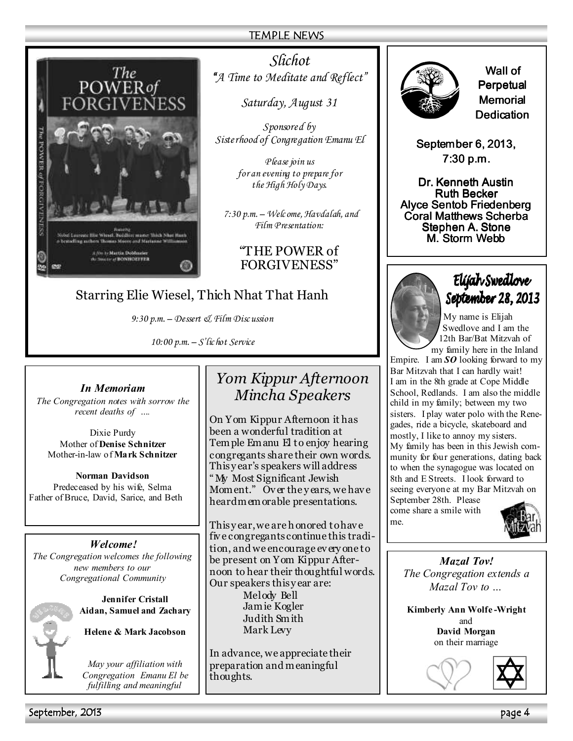# Slichot

*"A Time to Meditate and Reflect"*

*Saturday, August 31*

*Sponsored by Sisterhood of Congregation Emanu El*

*Please join us for an evening to prepare for the High Holy Days.*

*7:30 p.m. – Welcome, Havdalah, and Film Presentation:*

"THE POWER of FORGIVENESS"

Starring Elie Wiesel, Thich Nhat That Hanh

*9:30 p.m. – Dessert & Film Discussion*

*10:00 p.m. – S'lichot Service*

## Wall of Perpetual Memorial Dedication

September 6, 2013, 7:30 p.m.

Dr. Kenneth Austin
Ruth Becker
Alyce Sentob Friedenberg
Coral Matthews Scherba
Stephen A. Stone
M. Storm Webb

## Elijah Swedlove September 28, 2013

My name is Elijah Swedlove and I am the 12th Bar/Bat Mitzvah of my family here in the Inland Empire. I am ***SO*** looking forward to my Bar Mitzvah that I can hardly wait! I am in the 8th grade at Cope Middle School, Redlands. I am also the middle child in my family; between my two sisters. I play water polo with the Renegades, ride a bicycle, skateboard and mostly, I like to annoy my sisters. My family has been in this Jewish community for four generations, dating back to when the synagogue was located on 8th and E Streets. I look forward to seeing everyone at my Bar Mitzvah on September 28th. Please come share a smile with me.

## *In Memoriam*

*The Congregation notes with sorrow the recent deaths of ….*

Dixie Purdy
Mother of **Denise Schnitzer**
Mother-in-law of **Mark Schnitzer**

**Norman Davidson**
Predeceased by his wife, Selma
Father of Bruce, David, Sarice, and Beth

## *Yom Kippur Afternoon Mincha Speakers*

On Yom Kippur Afternoon it has been a wonderful tradition at Temple Emanu El to enjoy hearing congregants share their own words. This year's speakers will address "My Most Significant Jewish Moment." Over the years, we have heard memorable presentations.

This year, we are honored to have five congregants continue this tradition, and we encourage everyone to be present on Yom Kippur Afternoon to hear their thoughtful words. Our speakers this year are:

Melody Bell
Jamie Kogler
Judith Smith
Mark Levy

In advance, we appreciate their preparation and meaningful thoughts.

## *Welcome!*

*The Congregation welcomes the following new members to our Congregational Community*

**Jennifer Cristall**
**Aidan, Samuel and Zachary**

**Helene & Mark Jacobson**

*May your affiliation with Congregation Emanu El be fulfilling and meaningful*

## *Mazal Tov!*

*The Congregation extends a Mazal Tov to …*

**Kimberly Ann Wolfe-Wright**
and
**David Morgan**
on their marriage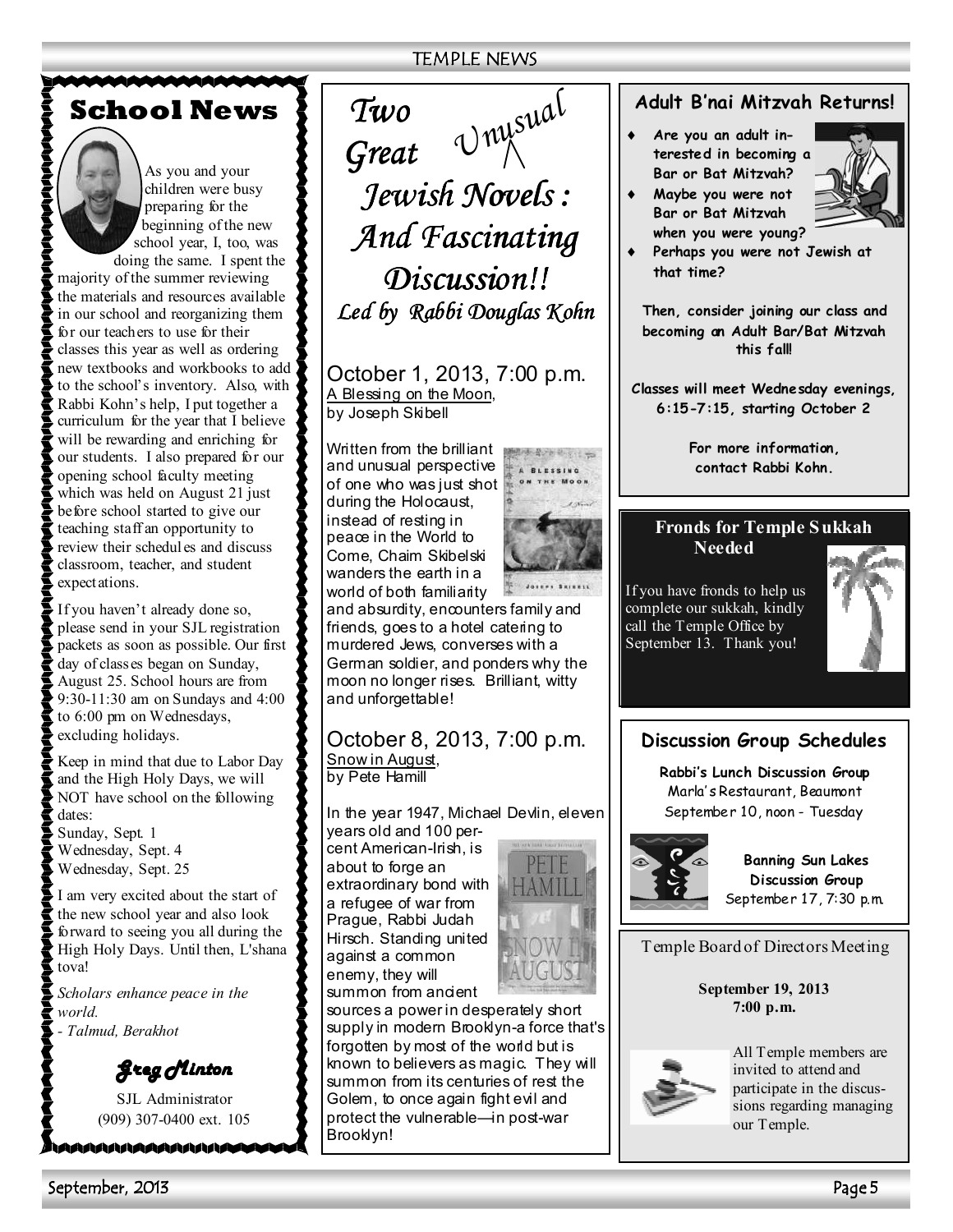## School News

As you and your children were busy preparing for the beginning of the new school year, I, too, was doing the same. I spent the majority of the summer reviewing the materials and resources available in our school and reorganizing them for our teachers to use for their classes this year as well as ordering new textbooks and workbooks to add to the school's inventory. Also, with Rabbi Kohn's help, I put together a curriculum for the year that I believe will be rewarding and enriching for our students. I also prepared for our opening school faculty meeting which was held on August 21 just before school started to give our teaching staff an opportunity to review their schedules and discuss classroom, teacher, and student expectations.

If you haven't already done so, please send in your SJL registration packets as soon as possible. Our first day of classes began on Sunday, August 25. School hours are from 9:30-11:30 am on Sundays and 4:00 to 6:00 pm on Wednesdays, excluding holidays.

Keep in mind that due to Labor Day and the High Holy Days, we will NOT have school on the following dates:

Sunday, Sept. 1
Wednesday, Sept. 4
Wednesday, Sept. 25

I am very excited about the start of the new school year and also look forward to seeing you all during the High Holy Days. Until then, L'shana tova!

*Scholars enhance peace in the world.*
*- Talmud, Berakhot*

***Greg Minton***

SJL Administrator
(909) 307-0400 ext. 105

## *Two Great Unusual Jewish Novels : And Fascinating Discussion!!*

*Led by Rabbi Douglas Kohn*

### October 1, 2013, 7:00 p.m.

A Blessing on the Moon, by Joseph Skibell

Written from the brilliant and unusual perspective of one who was just shot during the Holocaust, instead of resting in peace in the World to Come, Chaim Skibelski wanders the earth in a world of both familiarity and absurdity, encounters family and friends, goes to a hotel catering to murdered Jews, converses with a German soldier, and ponders why the moon no longer rises. Brilliant, witty and unforgettable!

### October 8, 2013, 7:00 p.m.

Snow in August, by Pete Hamill

In the year 1947, Michael Devlin, eleven years old and 100 percent American-Irish, is about to forge an extraordinary bond with a refugee of war from Prague, Rabbi Judah Hirsch. Standing united against a common enemy, they will summon from ancient sources a power in desperately short supply in modern Brooklyn-a force that's forgotten by most of the world but is known to believers as magic. They will summon from its centuries of rest the Golem, to once again fight evil and protect the vulnerable—in post-war Brooklyn!

## Adult B'nai Mitzvah Returns!

- **Are you an adult interested in becoming a Bar or Bat Mitzvah?**
- **Maybe you were not Bar or Bat Mitzvah when you were young?**
- **Perhaps you were not Jewish at that time?**

**Then, consider joining our class and becoming an Adult Bar/Bat Mitzvah this fall!**

**Classes will meet Wednesday evenings, 6:15-7:15, starting October 2**

**For more information, contact Rabbi Kohn.**

## Fronds for Temple Sukkah Needed

If you have fronds to help us complete our sukkah, kindly call the Temple Office by September 13. Thank you!

## Discussion Group Schedules

**Rabbi's Lunch Discussion Group**
Marla's Restaurant, Beaumont
September 10, noon - Tuesday

**Banning Sun Lakes Discussion Group**
September 17, 7:30 p.m.

## Temple Board of Directors Meeting

**September 19, 2013**
**7:00 p.m.**

All Temple members are invited to attend and participate in the discussions regarding managing our Temple.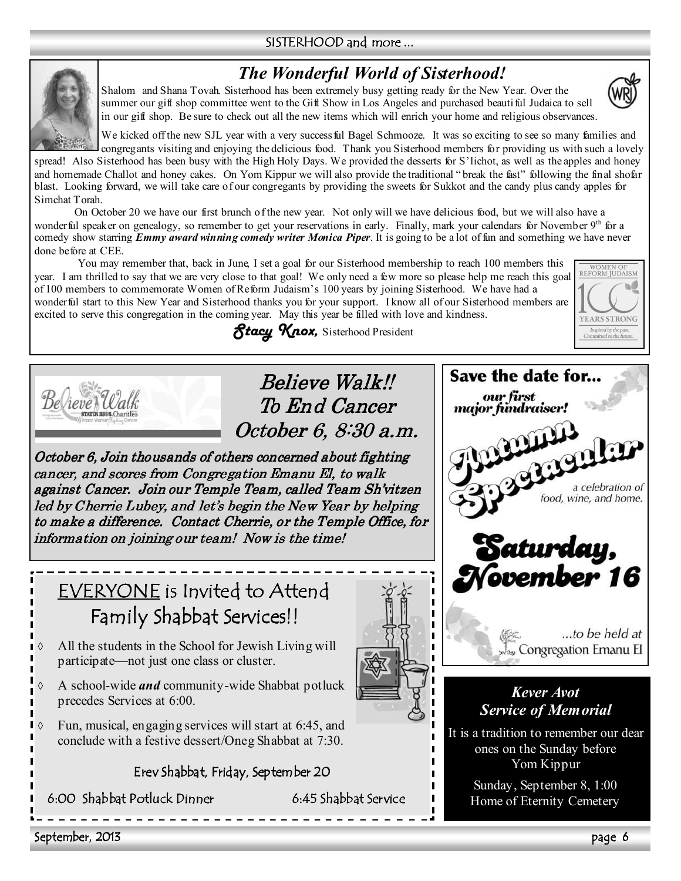## The Wonderful World of Sisterhood!

Shalom and Shana Tovah. Sisterhood has been extremely busy getting ready for the New Year. Over the summer our gift shop committee went to the Gift Show in Los Angeles and purchased beautiful Judaica to sell in our gift shop. Be sure to check out all the new items which will enrich your home and religious observances.

We kicked off the new SJL year with a very successful Bagel Schmooze. It was so exciting to see so many families and congregants visiting and enjoying the delicious food. Thank you Sisterhood members for providing us with such a lovely spread! Also Sisterhood has been busy with the High Holy Days. We provided the desserts for S'lichot, as well as the apples and honey and homemade Challot and honey cakes. On Yom Kippur we will also provide the traditional "break the fast" following the final shofar blast. Looking forward, we will take care of our congregants by providing the sweets for Sukkot and the candy plus candy apples for Simchat Torah.

On October 20 we have our first brunch of the new year. Not only will we have delicious food, but we will also have a wonderful speaker on genealogy, so remember to get your reservations in early. Finally, mark your calendars for November 9th for a comedy show starring ***Emmy award winning comedy writer Monica Piper***. It is going to be a lot of fun and something we have never done before at CEE.

You may remember that, back in June, I set a goal for our Sisterhood membership to reach 100 members this year. I am thrilled to say that we are very close to that goal! We only need a few more so please help me reach this goal of 100 members to commemorate Women of Reform Judaism's 100 years by joining Sisterhood. We have had a wonderful start to this New Year and Sisterhood thanks you for your support. I know all of our Sisterhood members are excited to serve this congregation in the coming year. May this year be filled with love and kindness.

**Stacy Knox,** Sisterhood President

WOMEN OF REFORM JUDAISM 100 YEARS STRONG *Inspired by the past. Committed to the future.*

## *Believe Walk!! To End Cancer October 6, 8:30 a.m.*

***October 6, Join thousands of others concerned about fighting cancer, and scores from Congregation Emanu El, to walk against Cancer. Join our Temple Team, called Team Sh'vitzen led by Cherrie Lubey, and let's begin the New Year by helping to make a difference. Contact Cherrie, or the Temple Office, for information on joining our team! Now is the time!***

## EVERYONE is Invited to Attend Family Shabbat Services!!

- All the students in the School for Jewish Living will participate—not just one class or cluster.
- A school-wide ***and*** community-wide Shabbat potluck precedes Services at 6:00.
- Fun, musical, engaging services will start at 6:45, and conclude with a festive dessert/Oneg Shabbat at 7:30.

Erev Shabbat, Friday, September 20

6:00 Shabbat Potluck Dinner 6:45 Shabbat Service

## Save the date for... our first major fundraiser!

# Autumn Spectacular

a celebration of food, wine, and home.

**Saturday, November 16**

...to be held at Congregation Emanu El

### *Kever Avot Service of Memorial*

It is a tradition to remember our dear ones on the Sunday before Yom Kippur

Sunday, September 8, 1:00
Home of Eternity Cemetery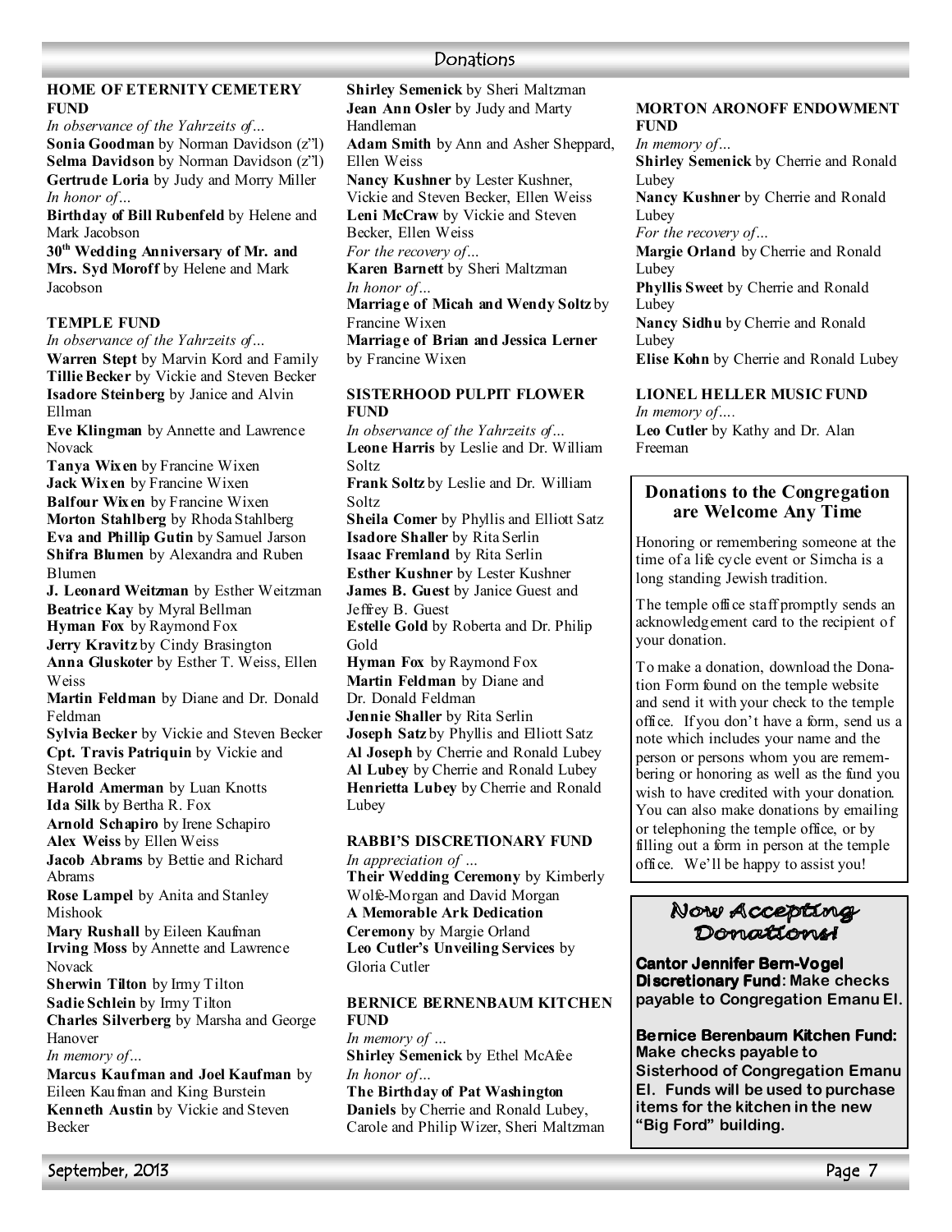# Donations

## HOME OF ETERNITY CEMETERY FUND

*In observance of the Yahrzeits of…*

**Sonia Goodman** by Norman Davidson (z"l)
**Selma Davidson** by Norman Davidson (z"l)
**Gertrude Loria** by Judy and Morry Miller

*In honor of…*

**Birthday of Bill Rubenfeld** by Helene and Mark Jacobson
**30th Wedding Anniversary of Mr. and Mrs. Syd Moroff** by Helene and Mark Jacobson

## TEMPLE FUND

*In observance of the Yahrzeits of…*

**Warren Stept** by Marvin Kord and Family
**Tillie Becker** by Vickie and Steven Becker
**Isadore Steinberg** by Janice and Alvin Ellman
**Eve Klingman** by Annette and Lawrence Novack
**Tanya Wixen** by Francine Wixen
**Jack Wixen** by Francine Wixen
**Balfour Wixen** by Francine Wixen
**Morton Stahlberg** by Rhoda Stahlberg
**Eva and Phillip Gutin** by Samuel Jarson
**Shifra Blumen** by Alexandra and Ruben Blumen
**J. Leonard Weitzman** by Esther Weitzman
**Beatrice Kay** by Myral Bellman
**Hyman Fox** by Raymond Fox
**Jerry Kravitz** by Cindy Brasington
**Anna Gluskoter** by Esther T. Weiss, Ellen Weiss
**Martin Feldman** by Diane and Dr. Donald Feldman
**Sylvia Becker** by Vickie and Steven Becker
**Cpt. Travis Patriquin** by Vickie and Steven Becker
**Harold Amerman** by Luan Knotts
**Ida Silk** by Bertha R. Fox
**Arnold Schapiro** by Irene Schapiro
**Alex Weiss** by Ellen Weiss
**Jacob Abrams** by Bettie and Richard Abrams
**Rose Lampel** by Anita and Stanley Mishook
**Mary Rushall** by Eileen Kaufman
**Irving Moss** by Annette and Lawrence Novack
**Sherwin Tilton** by Irmy Tilton
**Sadie Schlein** by Irmy Tilton
**Charles Silverberg** by Marsha and George Hanover

*In memory of…*

**Marcus Kaufman and Joel Kaufman** by Eileen Kaufman and King Burstein
**Kenneth Austin** by Vickie and Steven Becker
**Shirley Semenick** by Sheri Maltzman
**Jean Ann Osler** by Judy and Marty Handleman
**Adam Smith** by Ann and Asher Sheppard, Ellen Weiss
**Nancy Kushner** by Lester Kushner, Vickie and Steven Becker, Ellen Weiss
**Leni McCraw** by Vickie and Steven Becker, Ellen Weiss

*For the recovery of…*

**Karen Barnett** by Sheri Maltzman

*In honor of…*

**Marriage of Micah and Wendy Soltz** by Francine Wixen
**Marriage of Brian and Jessica Lerner** by Francine Wixen

## SISTERHOOD PULPIT FLOWER FUND

*In observance of the Yahrzeits of…*

**Leone Harris** by Leslie and Dr. William Soltz
**Frank Soltz** by Leslie and Dr. William Soltz
**Sheila Comer** by Phyllis and Elliott Satz
**Isadore Shaller** by Rita Serlin
**Isaac Fremland** by Rita Serlin
**Esther Kushner** by Lester Kushner
**James B. Guest** by Janice Guest and Jeffrey B. Guest
**Estelle Gold** by Roberta and Dr. Philip Gold
**Hyman Fox** by Raymond Fox
**Martin Feldman** by Diane and Dr. Donald Feldman
**Jennie Shaller** by Rita Serlin
**Joseph Satz** by Phyllis and Elliott Satz
**Al Joseph** by Cherrie and Ronald Lubey
**Al Lubey** by Cherrie and Ronald Lubey
**Henrietta Lubey** by Cherrie and Ronald Lubey

## RABBI'S DISCRETIONARY FUND

*In appreciation of …*

**Their Wedding Ceremony** by Kimberly Wolfe-Morgan and David Morgan
**A Memorable Ark Dedication Ceremony** by Margie Orland
**Leo Cutler's Unveiling Services** by Gloria Cutler

## BERNICE BERNENBAUM KITCHEN FUND

*In memory of …*

**Shirley Semenick** by Ethel McAfee

*In honor of…*

**The Birthday of Pat Washington Daniels** by Cherrie and Ronald Lubey, Carole and Philip Wizer, Sheri Maltzman

## MORTON ARONOFF ENDOWMENT FUND

*In memory of…*

**Shirley Semenick** by Cherrie and Ronald Lubey
**Nancy Kushner** by Cherrie and Ronald Lubey

*For the recovery of…*

**Margie Orland** by Cherrie and Ronald Lubey
**Phyllis Sweet** by Cherrie and Ronald Lubey
**Nancy Sidhu** by Cherrie and Ronald Lubey
**Elise Kohn** by Cherrie and Ronald Lubey

## LIONEL HELLER MUSIC FUND

*In memory of….*

**Leo Cutler** by Kathy and Dr. Alan Freeman

## Donations to the Congregation are Welcome Any Time

Honoring or remembering someone at the time of a life cycle event or Simcha is a long standing Jewish tradition.

The temple office staff promptly sends an acknowledgement card to the recipient of your donation.

To make a donation, download the Donation Form found on the temple website and send it with your check to the temple office. If you don't have a form, send us a note which includes your name and the person or persons whom you are remembering or honoring as well as the fund you wish to have credited with your donation. You can also make donations by emailing or telephoning the temple office, or by filling out a form in person at the temple office. We'll be happy to assist you!

## Now Accepting Donations!

**Cantor Jennifer Bern-Vogel Discretionary Fund**: Make checks payable to Congregation Emanu El.

**Bernice Berenbaum Kitchen Fund:** Make checks payable to Sisterhood of Congregation Emanu El. Funds will be used to purchase items for the kitchen in the new "Big Ford" building.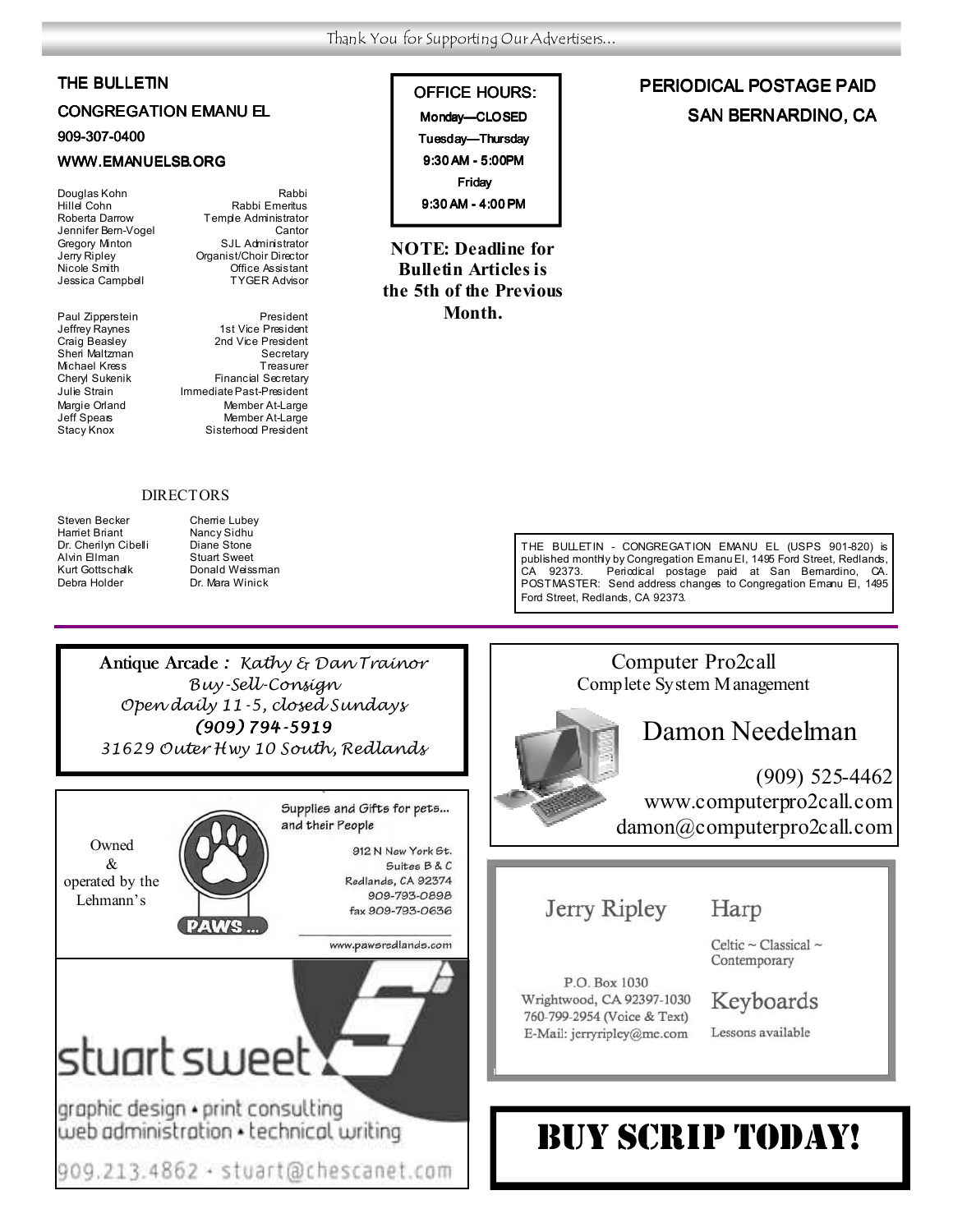Thank You for Supporting Our Advertisers...

**THE BULLETIN**

**CONGREGATION EMANU EL**

**909-307-0400**

**WWW.EMANUELSB.ORG**

| | |
|---|---|
| Douglas Kohn | Rabbi |
| Hillel Cohn | Rabbi Emeritus |
| Roberta Darrow | Temple Administrator |
| Jennifer Bern-Vogel | Cantor |
| Gregory Minton | SJL Administrator |
| Jerry Ripley | Organist/Choir Director |
| Nicole Smith | Office Assistant |
| Jessica Campbell | TYGER Advisor |

| | |
|---|---|
| Paul Zipperstein | President |
| Jeffrey Raynes | 1st Vice President |
| Craig Beasley | 2nd Vice President |
| Sheri Maltzman | Secretary |
| Michael Kress | Treasurer |
| Cheryl Sukenik | Financial Secretary |
| Julie Strain | Immediate Past-President |
| Margie Orland | Member At-Large |
| Jeff Spears | Member At-Large |
| Stacy Knox | Sisterhood President |

DIRECTORS

| | |
|---|---|
| Steven Becker | Cherrie Lubey |
| Harriet Briant | Nancy Sidhu |
| Dr. Cherilyn Cibelli | Diane Stone |
| Alvin Ellman | Stuart Sweet |
| Kurt Gottschalk | Donald Weissman |
| Debra Holder | Dr. Mara Winick |

**OFFICE HOURS:**

**Monday—CLOSED**

**Tuesday—Thursday**

**9:30 AM - 5:00PM**

**Friday**

**9:30 AM - 4:00 PM**

**NOTE: Deadline for Bulletin Articles is the 5th of the Previous Month.**

**PERIODICAL POSTAGE PAID**

**SAN BERNARDINO, CA**

THE BULLETIN - CONGREGATION EMANU EL (USPS 901-820) is published monthly by Congregation Emanu El, 1495 Ford Street, Redlands, CA 92373. Periodical postage paid at San Bernardino, CA. POSTMASTER: Send address changes to Congregation Emanu El, 1495 Ford Street, Redlands, CA 92373.

---

**Antique Arcade :** *Kathy & Dan Trainor*
*Buy-Sell-Consign*
*Open daily 11-5, closed Sundays*
***(909) 794-5919***
*31629 Outer Hwy 10 South, Redlands*

Computer Pro2call
Complete System Management
Damon Needelman
(909) 525-4462
www.computerpro2call.com
damon@computerpro2call.com

Owned & operated by the Lehmann's

PAWS...

Supplies and Gifts for pets... and their People
912 N New York St.
Suites B & C
Redlands, CA 92374
909-793-0898
fax 909-793-0636
www.pawsredlands.com

Jerry Ripley
P.O. Box 1030
Wrightwood, CA 92397-1030
760-799-2954 (Voice & Text)
E-Mail: jerryripley@me.com

Harp
Celtic ~ Classical ~ Contemporary

Keyboards
Lessons available

stuart sweet
graphic design • print consulting
web administration • technical writing
909.213.4862 • stuart@chescanet.com

**BUY SCRIP TODAY!**